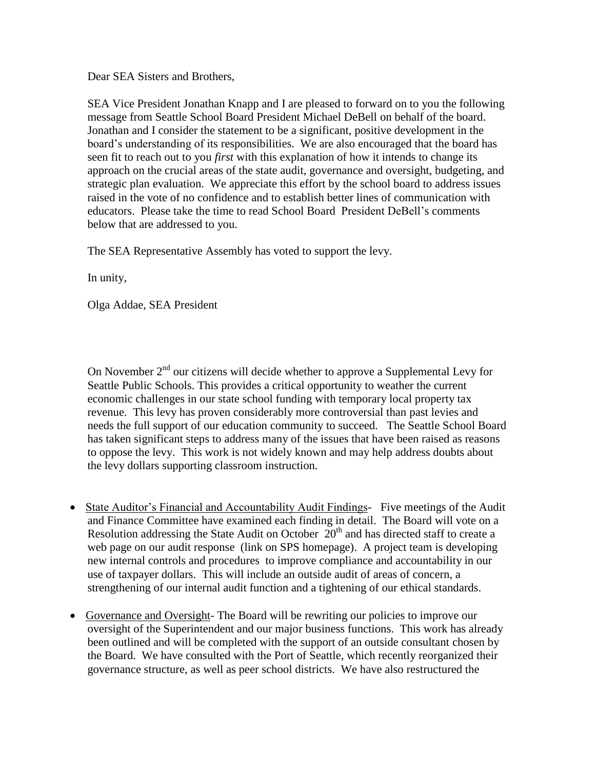Dear SEA Sisters and Brothers,

SEA Vice President Jonathan Knapp and I are pleased to forward on to you the following message from Seattle School Board President Michael DeBell on behalf of the board. Jonathan and I consider the statement to be a significant, positive development in the board's understanding of its responsibilities. We are also encouraged that the board has seen fit to reach out to you *first* with this explanation of how it intends to change its approach on the crucial areas of the state audit, governance and oversight, budgeting, and strategic plan evaluation. We appreciate this effort by the school board to address issues raised in the vote of no confidence and to establish better lines of communication with educators. Please take the time to read School Board President DeBell's comments below that are addressed to you.

The SEA Representative Assembly has voted to support the levy.

In unity,

Olga Addae, SEA President

On November 2nd our citizens will decide whether to approve a Supplemental Levy for Seattle Public Schools. This provides a critical opportunity to weather the current economic challenges in our state school funding with temporary local property tax revenue. This levy has proven considerably more controversial than past levies and needs the full support of our education community to succeed. The Seattle School Board has taken significant steps to address many of the issues that have been raised as reasons to oppose the levy. This work is not widely known and may help address doubts about the levy dollars supporting classroom instruction.

- <u>State Auditor's Financial and Accountability Audit Findings</u>- Five meetings of the Audit and Finance Committee have examined each finding in detail. The Board will vote on a Resolution addressing the State Audit on October 20th and has directed staff to create a web page on our audit response (link on SPS homepage). A project team is developing new internal controls and procedures to improve compliance and accountability in our use of taxpayer dollars. This will include an outside audit of areas of concern, a strengthening of our internal audit function and a tightening of our ethical standards.

- <u>Governance and Oversight</u>- The Board will be rewriting our policies to improve our oversight of the Superintendent and our major business functions. This work has already been outlined and will be completed with the support of an outside consultant chosen by the Board. We have consulted with the Port of Seattle, which recently reorganized their governance structure, as well as peer school districts. We have also restructured the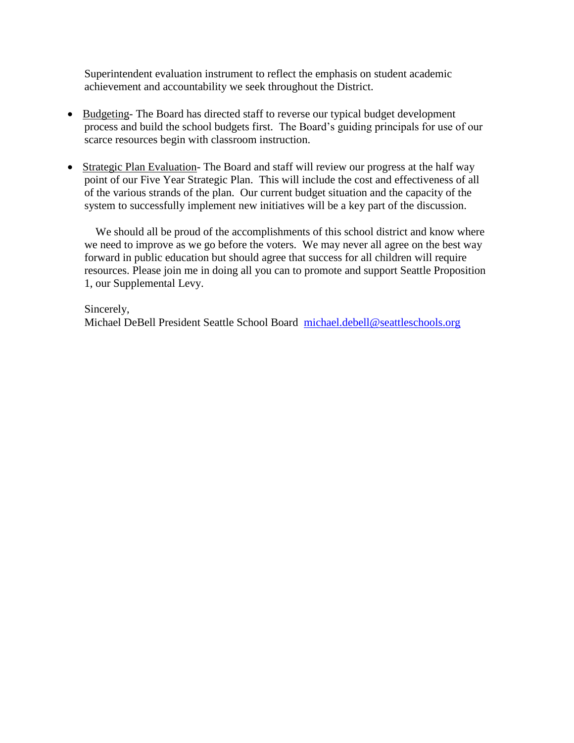Superintendent evaluation instrument to reflect the emphasis on student academic achievement and accountability we seek throughout the District.

- Budgeting- The Board has directed staff to reverse our typical budget development process and build the school budgets first. The Board's guiding principals for use of our scarce resources begin with classroom instruction.

- Strategic Plan Evaluation- The Board and staff will review our progress at the half way point of our Five Year Strategic Plan. This will include the cost and effectiveness of all of the various strands of the plan. Our current budget situation and the capacity of the system to successfully implement new initiatives will be a key part of the discussion.

We should all be proud of the accomplishments of this school district and know where we need to improve as we go before the voters. We may never all agree on the best way forward in public education but should agree that success for all children will require resources. Please join me in doing all you can to promote and support Seattle Proposition 1, our Supplemental Levy.

Sincerely,
Michael DeBell President Seattle School Board [michael.debell@seattleschools.org](mailto:michael.debell@seattleschools.org)